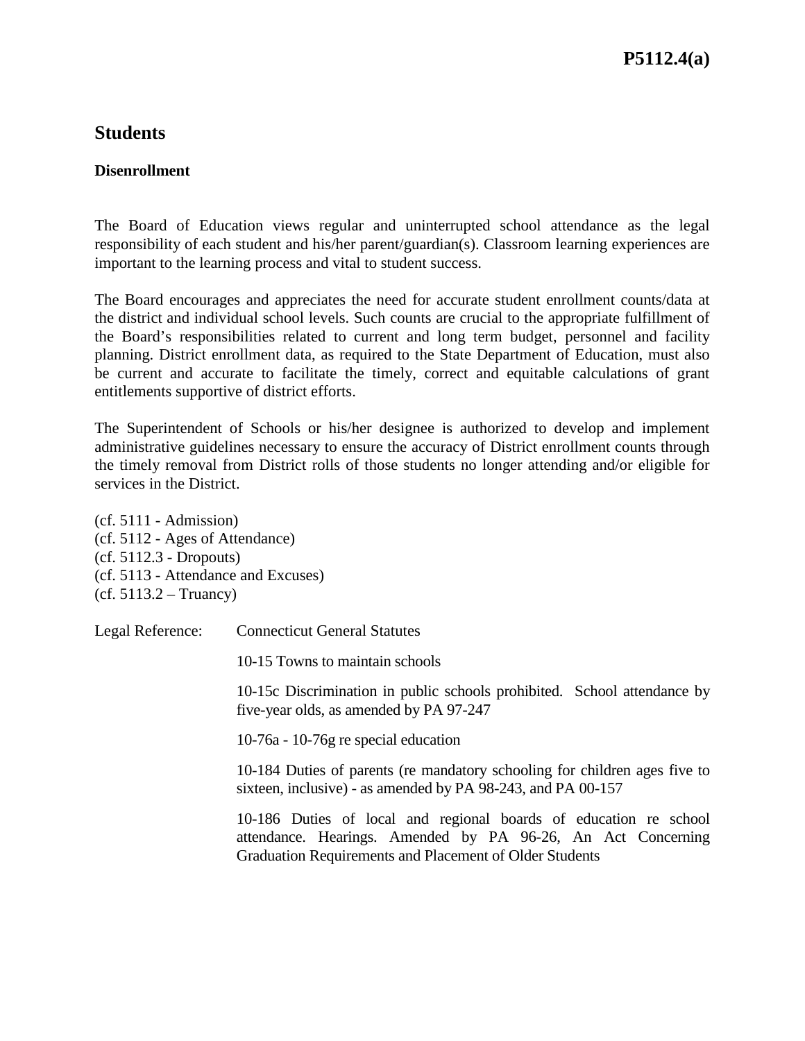# Students

### Disenrollment

The Board of Education views regular and uninterrupted school attendance as the legal responsibility of each student and his/her parent/guardian(s). Classroom learning experiences are important to the learning process and vital to student success.

The Board encourages and appreciates the need for accurate student enrollment counts/data at the district and individual school levels. Such counts are crucial to the appropriate fulfillment of the Board's responsibilities related to current and long term budget, personnel and facility planning. District enrollment data, as required to the State Department of Education, must also be current and accurate to facilitate the timely, correct and equitable calculations of grant entitlements supportive of district efforts.

The Superintendent of Schools or his/her designee is authorized to develop and implement administrative guidelines necessary to ensure the accuracy of District enrollment counts through the timely removal from District rolls of those students no longer attending and/or eligible for services in the District.

(cf. 5111 - Admission)
(cf. 5112 - Ages of Attendance)
(cf. 5112.3 - Dropouts)
(cf. 5113 - Attendance and Excuses)
(cf. 5113.2 – Truancy)

Legal Reference: Connecticut General Statutes

10-15 Towns to maintain schools

10-15c Discrimination in public schools prohibited. School attendance by five-year olds, as amended by PA 97-247

10-76a - 10-76g re special education

10-184 Duties of parents (re mandatory schooling for children ages five to sixteen, inclusive) - as amended by PA 98-243, and PA 00-157

10-186 Duties of local and regional boards of education re school attendance. Hearings. Amended by PA 96-26, An Act Concerning Graduation Requirements and Placement of Older Students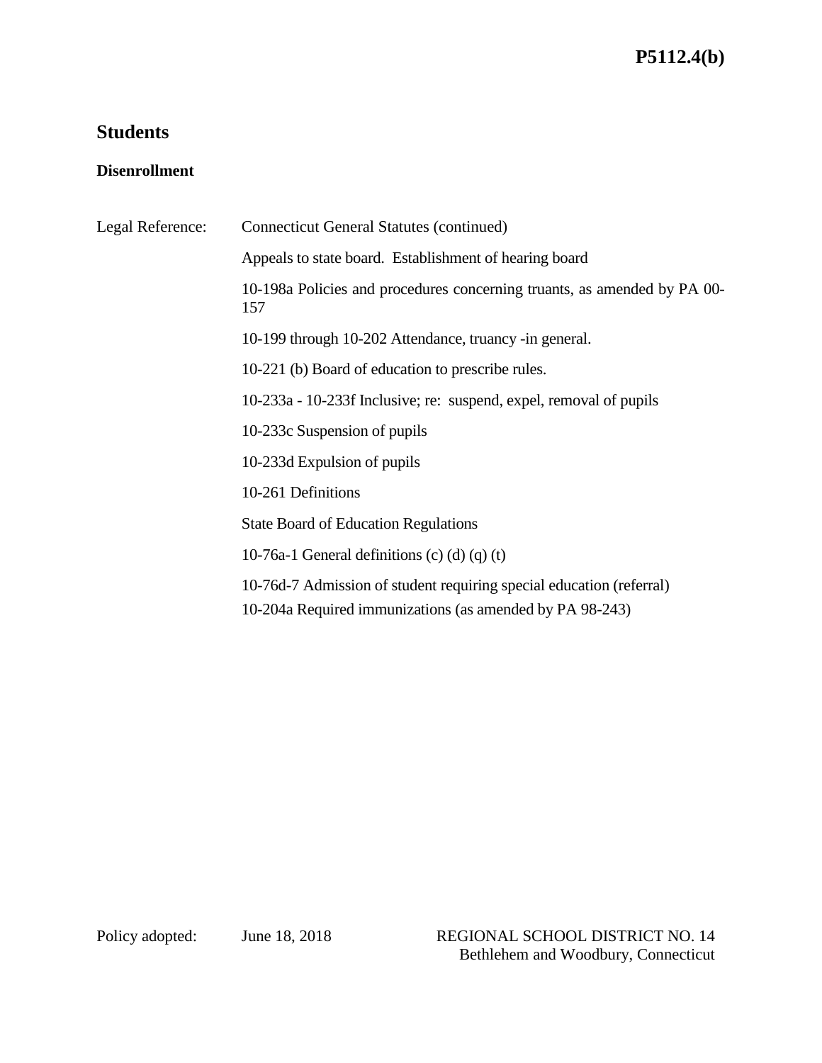# Students

## Disenrollment

Legal Reference: Connecticut General Statutes (continued)

Appeals to state board. Establishment of hearing board

10-198a Policies and procedures concerning truants, as amended by PA 00-157

10-199 through 10-202 Attendance, truancy -in general.

10-221 (b) Board of education to prescribe rules.

10-233a - 10-233f Inclusive; re: suspend, expel, removal of pupils

10-233c Suspension of pupils

10-233d Expulsion of pupils

10-261 Definitions

State Board of Education Regulations

10-76a-1 General definitions (c) (d) (q) (t)

10-76d-7 Admission of student requiring special education (referral)

10-204a Required immunizations (as amended by PA 98-243)

Policy adopted: June 18, 2018

REGIONAL SCHOOL DISTRICT NO. 14
Bethlehem and Woodbury, Connecticut